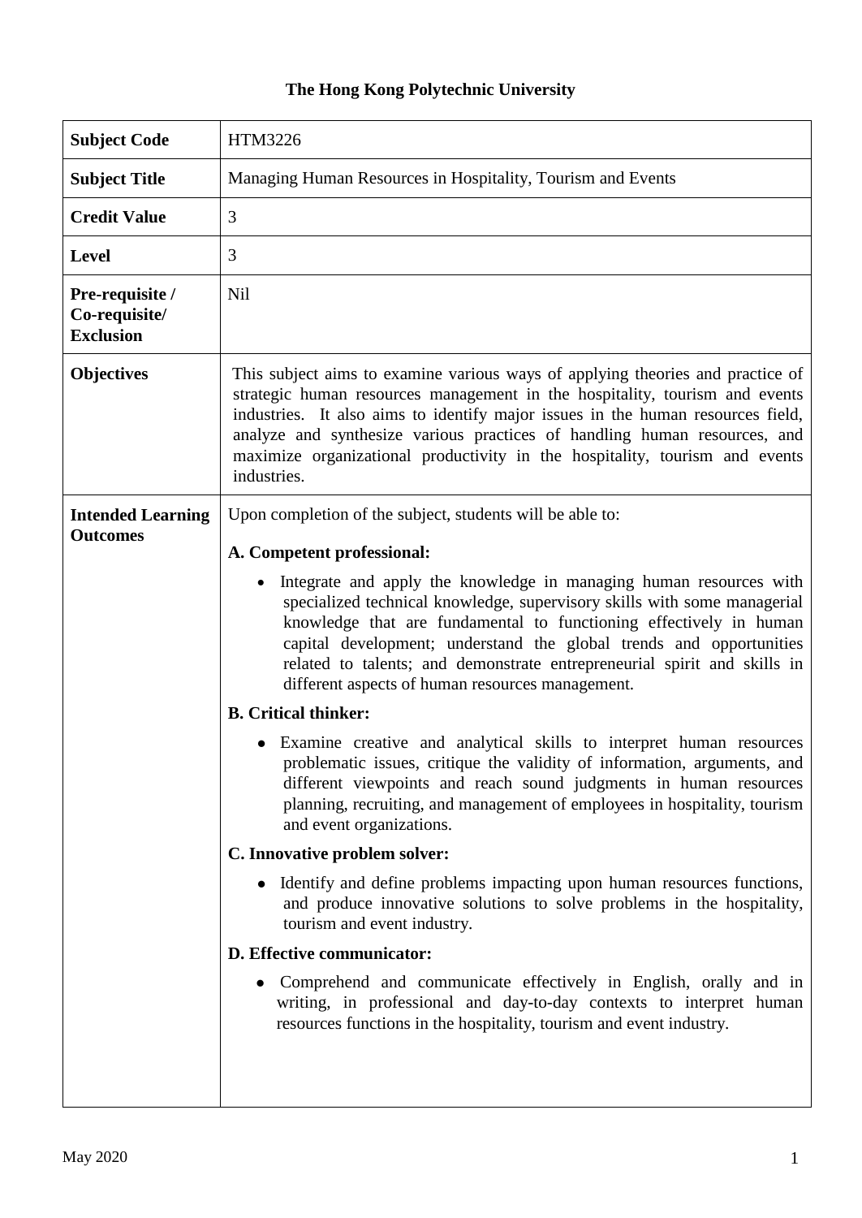# The Hong Kong Polytechnic University

| | |
|---|---|
| **Subject Code** | HTM3226 |
| **Subject Title** | Managing Human Resources in Hospitality, Tourism and Events |
| **Credit Value** | 3 |
| **Level** | 3 |
| **Pre-requisite / Co-requisite/ Exclusion** | Nil |
| **Objectives** | This subject aims to examine various ways of applying theories and practice of strategic human resources management in the hospitality, tourism and events industries. It also aims to identify major issues in the human resources field, analyze and synthesize various practices of handling human resources, and maximize organizational productivity in the hospitality, tourism and events industries. |
| **Intended Learning Outcomes** | Upon completion of the subject, students will be able to:<br><br>**A. Competent professional:**<br>• Integrate and apply the knowledge in managing human resources with specialized technical knowledge, supervisory skills with some managerial knowledge that are fundamental to functioning effectively in human capital development; understand the global trends and opportunities related to talents; and demonstrate entrepreneurial spirit and skills in different aspects of human resources management.<br><br>**B. Critical thinker:**<br>• Examine creative and analytical skills to interpret human resources problematic issues, critique the validity of information, arguments, and different viewpoints and reach sound judgments in human resources planning, recruiting, and management of employees in hospitality, tourism and event organizations.<br><br>**C. Innovative problem solver:**<br>• Identify and define problems impacting upon human resources functions, and produce innovative solutions to solve problems in the hospitality, tourism and event industry.<br><br>**D. Effective communicator:**<br>• Comprehend and communicate effectively in English, orally and in writing, in professional and day-to-day contexts to interpret human resources functions in the hospitality, tourism and event industry. |

May 2020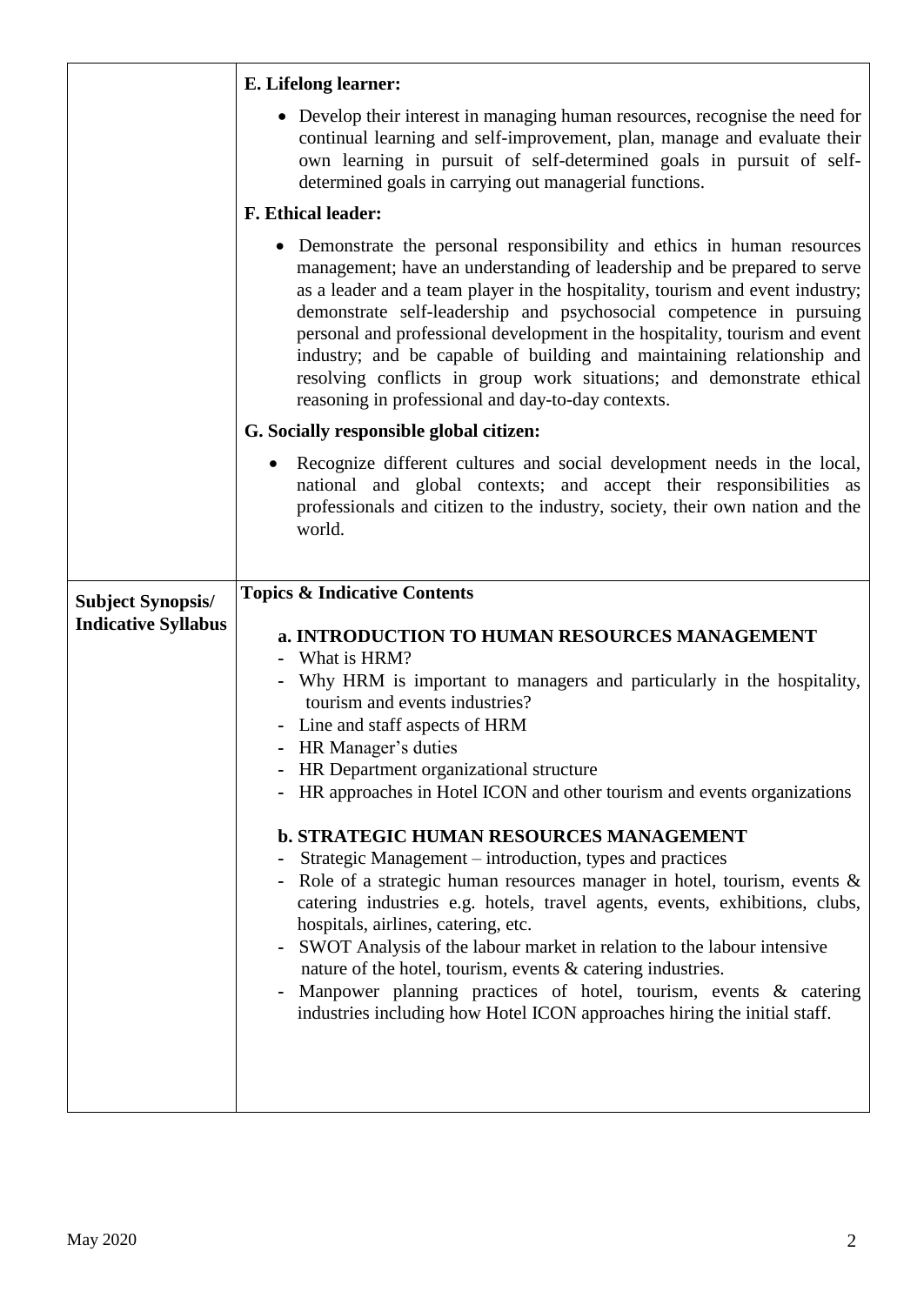| | |
|---|---|
| | **E. Lifelong learner:**<br>• Develop their interest in managing human resources, recognise the need for continual learning and self-improvement, plan, manage and evaluate their own learning in pursuit of self-determined goals in pursuit of self-determined goals in carrying out managerial functions.<br>**F. Ethical leader:**<br>• Demonstrate the personal responsibility and ethics in human resources management; have an understanding of leadership and be prepared to serve as a leader and a team player in the hospitality, tourism and event industry; demonstrate self-leadership and psychosocial competence in pursuing personal and professional development in the hospitality, tourism and event industry; and be capable of building and maintaining relationship and resolving conflicts in group work situations; and demonstrate ethical reasoning in professional and day-to-day contexts.<br>**G. Socially responsible global citizen:**<br>• Recognize different cultures and social development needs in the local, national and global contexts; and accept their responsibilities as professionals and citizen to the industry, society, their own nation and the world. |
| **Subject Synopsis/ Indicative Syllabus** | **Topics & Indicative Contents**<br>**a. INTRODUCTION TO HUMAN RESOURCES MANAGEMENT**<br>- What is HRM?<br>- Why HRM is important to managers and particularly in the hospitality, tourism and events industries?<br>- Line and staff aspects of HRM<br>- HR Manager's duties<br>- HR Department organizational structure<br>- HR approaches in Hotel ICON and other tourism and events organizations<br>**b. STRATEGIC HUMAN RESOURCES MANAGEMENT**<br>- Strategic Management – introduction, types and practices<br>- Role of a strategic human resources manager in hotel, tourism, events & catering industries e.g. hotels, travel agents, events, exhibitions, clubs, hospitals, airlines, catering, etc.<br>- SWOT Analysis of the labour market in relation to the labour intensive nature of the hotel, tourism, events & catering industries.<br>- Manpower planning practices of hotel, tourism, events & catering industries including how Hotel ICON approaches hiring the initial staff. |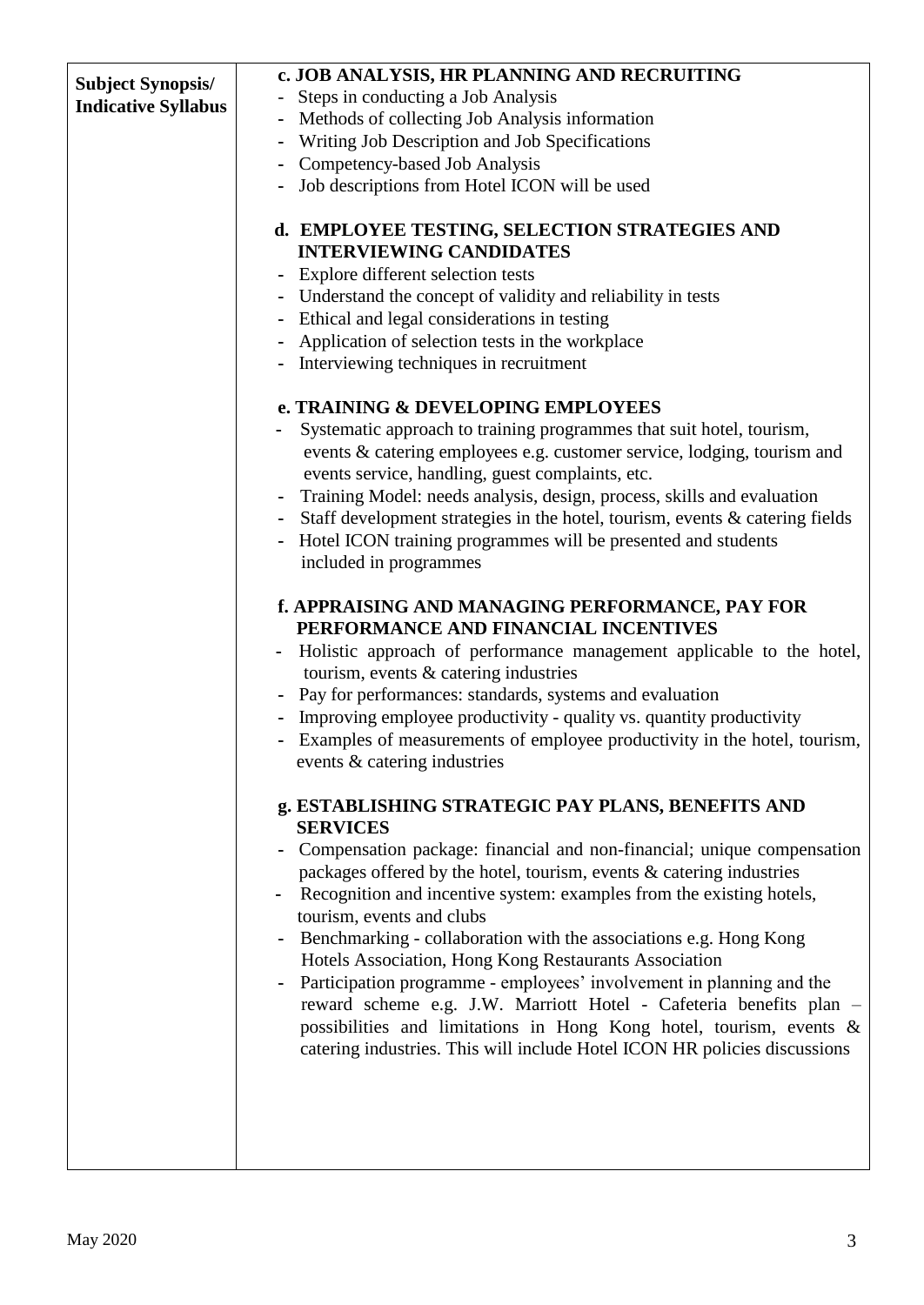| | |
|---|---|
| **Subject Synopsis/ Indicative Syllabus** | **c. JOB ANALYSIS, HR PLANNING AND RECRUITING**<br>- Steps in conducting a Job Analysis<br>- Methods of collecting Job Analysis information<br>- Writing Job Description and Job Specifications<br>- Competency-based Job Analysis<br>- Job descriptions from Hotel ICON will be used<br><br>**d. EMPLOYEE TESTING, SELECTION STRATEGIES AND INTERVIEWING CANDIDATES**<br>- Explore different selection tests<br>- Understand the concept of validity and reliability in tests<br>- Ethical and legal considerations in testing<br>- Application of selection tests in the workplace<br>- Interviewing techniques in recruitment<br><br>**e. TRAINING & DEVELOPING EMPLOYEES**<br>- Systematic approach to training programmes that suit hotel, tourism, events & catering employees e.g. customer service, lodging, tourism and events service, handling, guest complaints, etc.<br>- Training Model: needs analysis, design, process, skills and evaluation<br>- Staff development strategies in the hotel, tourism, events & catering fields<br>- Hotel ICON training programmes will be presented and students included in programmes<br><br>**f. APPRAISING AND MANAGING PERFORMANCE, PAY FOR PERFORMANCE AND FINANCIAL INCENTIVES**<br>- Holistic approach of performance management applicable to the hotel, tourism, events & catering industries<br>- Pay for performances: standards, systems and evaluation<br>- Improving employee productivity - quality vs. quantity productivity<br>- Examples of measurements of employee productivity in the hotel, tourism, events & catering industries<br><br>**g. ESTABLISHING STRATEGIC PAY PLANS, BENEFITS AND SERVICES**<br>- Compensation package: financial and non-financial; unique compensation packages offered by the hotel, tourism, events & catering industries<br>- Recognition and incentive system: examples from the existing hotels, tourism, events and clubs<br>- Benchmarking - collaboration with the associations e.g. Hong Kong Hotels Association, Hong Kong Restaurants Association<br>- Participation programme - employees' involvement in planning and the reward scheme e.g. J.W. Marriott Hotel - Cafeteria benefits plan – possibilities and limitations in Hong Kong hotel, tourism, events & catering industries. This will include Hotel ICON HR policies discussions |

May 2020